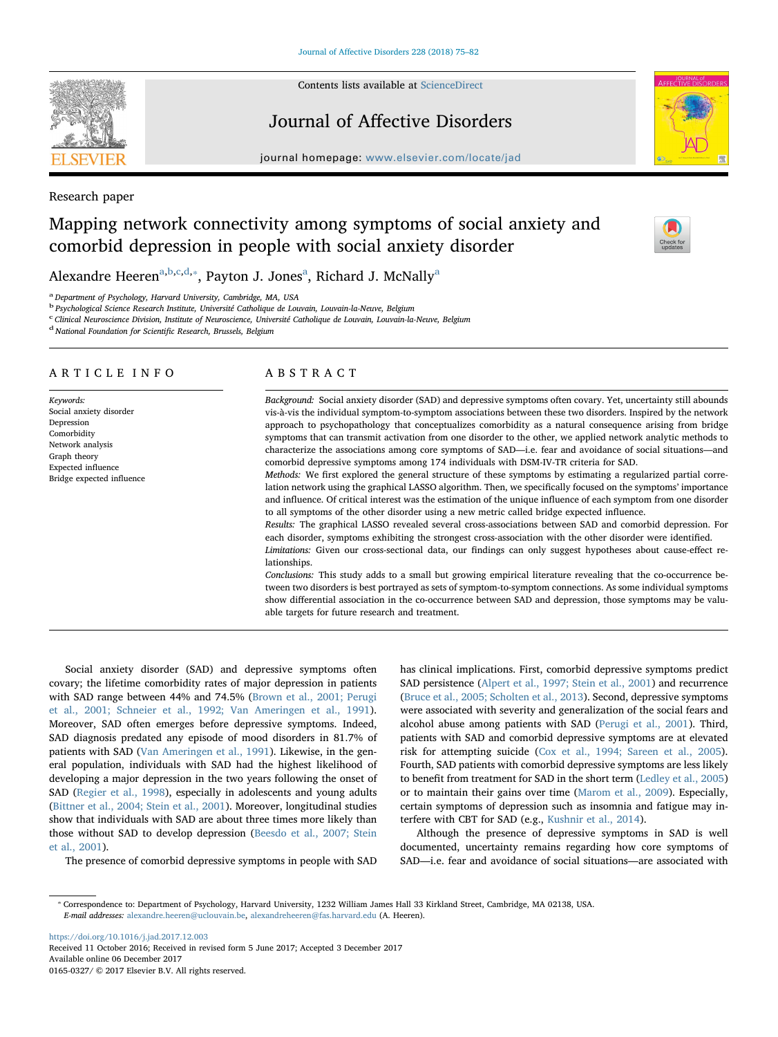Research paper

# Mapping network connectivity among symptoms of social anxiety and comorbid depression in people with social anxiety disorder

Alexandre Heeren[a,b,c,d,*], Payton J. Jones[a], Richard J. McNally[a]

[a] Department of Psychology, Harvard University, Cambridge, MA, USA
[b] Psychological Science Research Institute, Université Catholique de Louvain, Louvain-la-Neuve, Belgium
[c] Clinical Neuroscience Division, Institute of Neuroscience, Université Catholique de Louvain, Louvain-la-Neuve, Belgium
[d] National Foundation for Scientific Research, Brussels, Belgium

## ARTICLE INFO

*Keywords:*
Social anxiety disorder
Depression
Comorbidity
Network analysis
Graph theory
Expected influence
Bridge expected influence

## ABSTRACT

*Background:* Social anxiety disorder (SAD) and depressive symptoms often covary. Yet, uncertainty still abounds vis-à-vis the individual symptom-to-symptom associations between these two disorders. Inspired by the network approach to psychopathology that conceptualizes comorbidity as a natural consequence arising from bridge symptoms that can transmit activation from one disorder to the other, we applied network analytic methods to characterize the associations among core symptoms of SAD—i.e. fear and avoidance of social situations—and comorbid depressive symptoms among 174 individuals with DSM-IV-TR criteria for SAD.

*Methods:* We first explored the general structure of these symptoms by estimating a regularized partial correlation network using the graphical LASSO algorithm. Then, we specifically focused on the symptoms' importance and influence. Of critical interest was the estimation of the unique influence of each symptom from one disorder to all symptoms of the other disorder using a new metric called bridge expected influence.

*Results:* The graphical LASSO revealed several cross-associations between SAD and comorbid depression. For each disorder, symptoms exhibiting the strongest cross-association with the other disorder were identified.

*Limitations:* Given our cross-sectional data, our findings can only suggest hypotheses about cause-effect relationships.

*Conclusions:* This study adds to a small but growing empirical literature revealing that the co-occurrence between two disorders is best portrayed as sets of symptom-to-symptom connections. As some individual symptoms show differential association in the co-occurrence between SAD and depression, those symptoms may be valuable targets for future research and treatment.

Social anxiety disorder (SAD) and depressive symptoms often covary; the lifetime comorbidity rates of major depression in patients with SAD range between 44% and 74.5% (Brown et al., 2001; Perugi et al., 2001; Schneier et al., 1992; Van Ameringen et al., 1991). Moreover, SAD often emerges before depressive symptoms. Indeed, SAD diagnosis predated any episode of mood disorders in 81.7% of patients with SAD (Van Ameringen et al., 1991). Likewise, in the general population, individuals with SAD had the highest likelihood of developing a major depression in the two years following the onset of SAD (Regier et al., 1998), especially in adolescents and young adults (Bittner et al., 2004; Stein et al., 2001). Moreover, longitudinal studies show that individuals with SAD are about three times more likely than those without SAD to develop depression (Beesdo et al., 2007; Stein et al., 2001).

The presence of comorbid depressive symptoms in people with SAD has clinical implications. First, comorbid depressive symptoms predict SAD persistence (Alpert et al., 1997; Stein et al., 2001) and recurrence (Bruce et al., 2005; Scholten et al., 2013). Second, depressive symptoms were associated with severity and generalization of the social fears and alcohol abuse among patients with SAD (Perugi et al., 2001). Third, patients with SAD and comorbid depressive symptoms are at elevated risk for attempting suicide (Cox et al., 1994; Sareen et al., 2005). Fourth, SAD patients with comorbid depressive symptoms are less likely to benefit from treatment for SAD in the short term (Ledley et al., 2005) or to maintain their gains over time (Marom et al., 2009). Especially, certain symptoms of depression such as insomnia and fatigue may interfere with CBT for SAD (e.g., Kushnir et al., 2014).

Although the presence of depressive symptoms in SAD is well documented, uncertainty remains regarding how core symptoms of SAD—i.e. fear and avoidance of social situations—are associated with

---

* Correspondence to: Department of Psychology, Harvard University, 1232 William James Hall 33 Kirkland Street, Cambridge, MA 02138, USA.
*E-mail addresses:* alexandre.heeren@uclouvain.be, alexandreheeren@fas.harvard.edu (A. Heeren).

https://doi.org/10.1016/j.jad.2017.12.003
Received 11 October 2016; Received in revised form 5 June 2017; Accepted 3 December 2017
Available online 06 December 2017
0165-0327/ © 2017 Elsevier B.V. All rights reserved.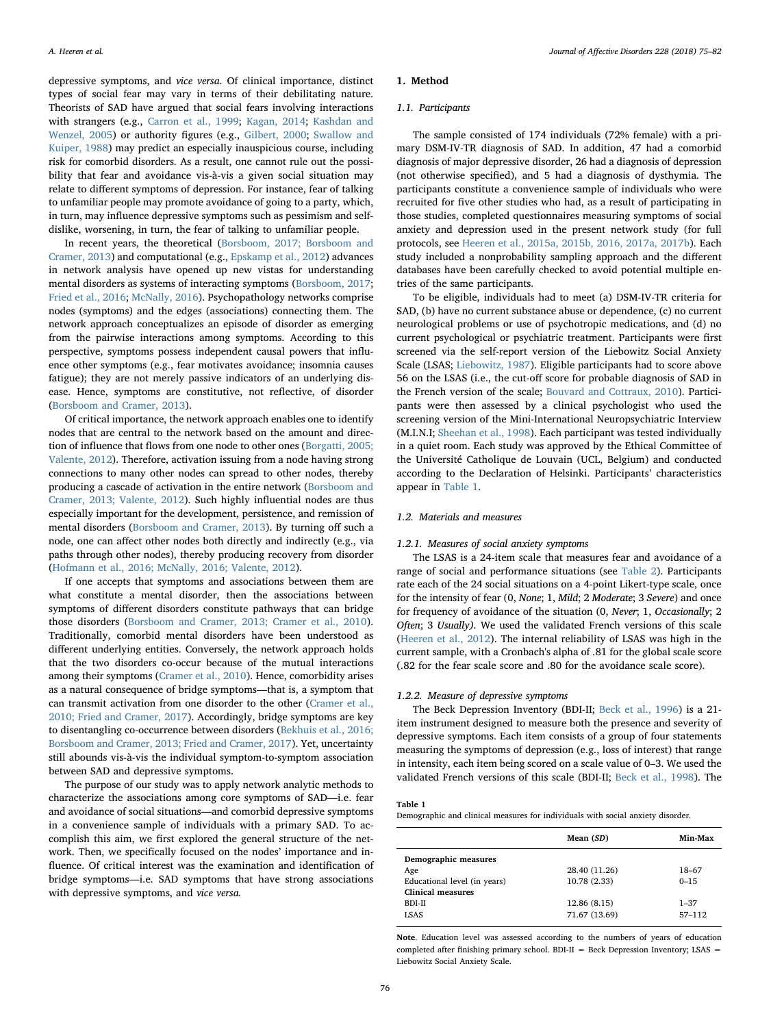depressive symptoms, and *vice versa*. Of clinical importance, distinct types of social fear may vary in terms of their debilitating nature. Theorists of SAD have argued that social fears involving interactions with strangers (e.g., Carron et al., 1999; Kagan, 2014; Kashdan and Wenzel, 2005) or authority figures (e.g., Gilbert, 2000; Swallow and Kuiper, 1988) may predict an especially inauspicious course, including risk for comorbid disorders. As a result, one cannot rule out the possibility that fear and avoidance vis-à-vis a given social situation may relate to different symptoms of depression. For instance, fear of talking to unfamiliar people may promote avoidance of going to a party, which, in turn, may influence depressive symptoms such as pessimism and self-dislike, worsening, in turn, the fear of talking to unfamiliar people.

In recent years, the theoretical (Borsboom, 2017; Borsboom and Cramer, 2013) and computational (e.g., Epskamp et al., 2012) advances in network analysis have opened up new vistas for understanding mental disorders as systems of interacting symptoms (Borsboom, 2017; Fried et al., 2016; McNally, 2016). Psychopathology networks comprise nodes (symptoms) and the edges (associations) connecting them. The network approach conceptualizes an episode of disorder as emerging from the pairwise interactions among symptoms. According to this perspective, symptoms possess independent causal powers that influence other symptoms (e.g., fear motivates avoidance; insomnia causes fatigue); they are not merely passive indicators of an underlying disease. Hence, symptoms are constitutive, not reflective, of disorder (Borsboom and Cramer, 2013).

Of critical importance, the network approach enables one to identify nodes that are central to the network based on the amount and direction of influence that flows from one node to other ones (Borgatti, 2005; Valente, 2012). Therefore, activation issuing from a node having strong connections to many other nodes can spread to other nodes, thereby producing a cascade of activation in the entire network (Borsboom and Cramer, 2013; Valente, 2012). Such highly influential nodes are thus especially important for the development, persistence, and remission of mental disorders (Borsboom and Cramer, 2013). By turning off such a node, one can affect other nodes both directly and indirectly (e.g., via paths through other nodes), thereby producing recovery from disorder (Hofmann et al., 2016; McNally, 2016; Valente, 2012).

If one accepts that symptoms and associations between them are what constitute a mental disorder, then the associations between symptoms of different disorders constitute pathways that can bridge those disorders (Borsboom and Cramer, 2013; Cramer et al., 2010). Traditionally, comorbid mental disorders have been understood as different underlying entities. Conversely, the network approach holds that the two disorders co-occur because of the mutual interactions among their symptoms (Cramer et al., 2010). Hence, comorbidity arises as a natural consequence of bridge symptoms—that is, a symptom that can transmit activation from one disorder to the other (Cramer et al., 2010; Fried and Cramer, 2017). Accordingly, bridge symptoms are key to disentangling co-occurrence between disorders (Bekhuis et al., 2016; Borsboom and Cramer, 2013; Fried and Cramer, 2017). Yet, uncertainty still abounds vis-à-vis the individual symptom-to-symptom association between SAD and depressive symptoms.

The purpose of our study was to apply network analytic methods to characterize the associations among core symptoms of SAD—i.e. fear and avoidance of social situations—and comorbid depressive symptoms in a convenience sample of individuals with a primary SAD. To accomplish this aim, we first explored the general structure of the network. Then, we specifically focused on the nodes' importance and influence. Of critical interest was the examination and identification of bridge symptoms—i.e. SAD symptoms that have strong associations with depressive symptoms, and *vice versa*.

# 1. Method

## 1.1. Participants

The sample consisted of 174 individuals (72% female) with a primary DSM-IV-TR diagnosis of SAD. In addition, 47 had a comorbid diagnosis of major depressive disorder, 26 had a diagnosis of depression (not otherwise specified), and 5 had a diagnosis of dysthymia. The participants constitute a convenience sample of individuals who were recruited for five other studies who had, as a result of participating in those studies, completed questionnaires measuring symptoms of social anxiety and depression used in the present network study (for full protocols, see Heeren et al., 2015a, 2015b, 2016, 2017a, 2017b). Each study included a nonprobability sampling approach and the different databases have been carefully checked to avoid potential multiple entries of the same participants.

To be eligible, individuals had to meet (a) DSM-IV-TR criteria for SAD, (b) have no current substance abuse or dependence, (c) no current neurological problems or use of psychotropic medications, and (d) no current psychological or psychiatric treatment. Participants were first screened via the self-report version of the Liebowitz Social Anxiety Scale (LSAS; Liebowitz, 1987). Eligible participants had to score above 56 on the LSAS (i.e., the cut-off score for probable diagnosis of SAD in the French version of the scale; Bouvard and Cottraux, 2010). Participants were then assessed by a clinical psychologist who used the screening version of the Mini-International Neuropsychiatric Interview (M.I.N.I; Sheehan et al., 1998). Each participant was tested individually in a quiet room. Each study was approved by the Ethical Committee of the Université Catholique de Louvain (UCL, Belgium) and conducted according to the Declaration of Helsinki. Participants' characteristics appear in Table 1.

## 1.2. Materials and measures

### 1.2.1. Measures of social anxiety symptoms

The LSAS is a 24-item scale that measures fear and avoidance of a range of social and performance situations (see Table 2). Participants rate each of the 24 social situations on a 4-point Likert-type scale, once for the intensity of fear (0, *None*; 1, *Mild*; 2 *Moderate*; 3 *Severe*) and once for frequency of avoidance of the situation (0, *Never*; 1, *Occasionally*; 2 *Often*; 3 *Usually)*. We used the validated French versions of this scale (Heeren et al., 2012). The internal reliability of LSAS was high in the current sample, with a Cronbach's alpha of .81 for the global scale score (.82 for the fear scale score and .80 for the avoidance scale score).

### 1.2.2. Measure of depressive symptoms

The Beck Depression Inventory (BDI-II; Beck et al., 1996) is a 21-item instrument designed to measure both the presence and severity of depressive symptoms. Each item consists of a group of four statements measuring the symptoms of depression (e.g., loss of interest) that range in intensity, each item being scored on a scale value of 0–3. We used the validated French versions of this scale (BDI-II; Beck et al., 1998). The

**Table 1**
Demographic and clinical measures for individuals with social anxiety disorder.

| | Mean (*SD*) | Min-Max |
|---|---|---|
| **Demographic measures** | | |
| Age | 28.40 (11.26) | 18–67 |
| Educational level (in years) | 10.78 (2.33) | 0–15 |
| **Clinical measures** | | |
| BDI-II | 12.86 (8.15) | 1–37 |
| LSAS | 71.67 (13.69) | 57–112 |

**Note**. Education level was assessed according to the numbers of years of education completed after finishing primary school. BDI-II = Beck Depression Inventory; LSAS = Liebowitz Social Anxiety Scale.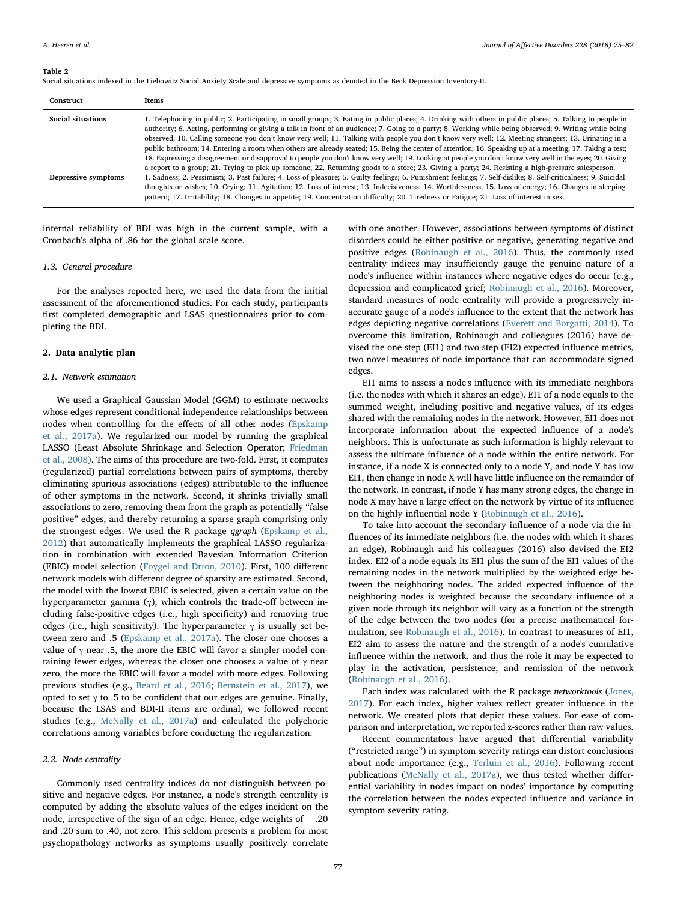**Table 2**

Social situations indexed in the Liebowitz Social Anxiety Scale and depressive symptoms as denoted in the Beck Depression Inventory-II.

| Construct | Items |
| --- | --- |
| **Social situations** | 1. Telephoning in public; 2. Participating in small groups; 3. Eating in public places; 4. Drinking with others in public places; 5. Talking to people in authority; 6. Acting, performing or giving a talk in front of an audience; 7. Going to a party; 8. Working while being observed; 9. Writing while being observed; 10. Calling someone you don't know very well; 11. Talking with people you don't know very well; 12. Meeting strangers; 13. Urinating in a public bathroom; 14. Entering a room when others are already seated; 15. Being the center of attention; 16. Speaking up at a meeting; 17. Taking a test; 18. Expressing a disagreement or disapproval to people you don't know very well; 19. Looking at people you don't know very well in the eyes; 20. Giving a report to a group; 21. Trying to pick up someone; 22. Returning goods to a store; 23. Giving a party; 24. Resisting a high-pressure salesperson. |
| **Depressive symptoms** | 1. Sadness; 2. Pessimism; 3. Past failure; 4. Loss of pleasure; 5. Guilty feelings; 6. Punishment feelings; 7. Self-dislike; 8. Self-criticalness; 9. Suicidal thoughts or wishes; 10. Crying; 11. Agitation; 12. Loss of interest; 13. Indecisiveness; 14. Worthlessness; 15. Loss of energy; 16. Changes in sleeping pattern; 17. Irritability; 18. Changes in appetite; 19. Concentration difficulty; 20. Tiredness or Fatigue; 21. Loss of interest in sex. |

internal reliability of BDI was high in the current sample, with a Cronbach's alpha of .86 for the global scale score.

### 1.3. General procedure

For the analyses reported here, we used the data from the initial assessment of the aforementioned studies. For each study, participants first completed demographic and LSAS questionnaires prior to completing the BDI.

## 2. Data analytic plan

### 2.1. Network estimation

We used a Graphical Gaussian Model (GGM) to estimate networks whose edges represent conditional independence relationships between nodes when controlling for the effects of all other nodes (Epskamp et al., 2017a). We regularized our model by running the graphical LASSO (Least Absolute Shrinkage and Selection Operator; Friedman et al., 2008). The aims of this procedure are two-fold. First, it computes (regularized) partial correlations between pairs of symptoms, thereby eliminating spurious associations (edges) attributable to the influence of other symptoms in the network. Second, it shrinks trivially small associations to zero, removing them from the graph as potentially "false positive" edges, and thereby returning a sparse graph comprising only the strongest edges. We used the R package *qgraph* (Epskamp et al., 2012) that automatically implements the graphical LASSO regularization in combination with extended Bayesian Information Criterion (EBIC) model selection (Foygel and Drton, 2010). First, 100 different network models with different degree of sparsity are estimated. Second, the model with the lowest EBIC is selected, given a certain value on the hyperparameter gamma ($\gamma$), which controls the trade-off between including false-positive edges (i.e., high specificity) and removing true edges (i.e., high sensitivity). The hyperparameter $\gamma$ is usually set between zero and .5 (Epskamp et al., 2017a). The closer one chooses a value of $\gamma$ near .5, the more the EBIC will favor a simpler model containing fewer edges, whereas the closer one chooses a value of $\gamma$ near zero, the more the EBIC will favor a model with more edges. Following previous studies (e.g., Beard et al., 2016; Bernstein et al., 2017), we opted to set $\gamma$ to .5 to be confident that our edges are genuine. Finally, because the LSAS and BDI-II items are ordinal, we followed recent studies (e.g., McNally et al., 2017a) and calculated the polychoric correlations among variables before conducting the regularization.

### 2.2. Node centrality

Commonly used centrality indices do not distinguish between positive and negative edges. For instance, a node's strength centrality is computed by adding the absolute values of the edges incident on the node, irrespective of the sign of an edge. Hence, edge weights of −.20 and .20 sum to .40, not zero. This seldom presents a problem for most psychopathology networks as symptoms usually positively correlate with one another. However, associations between symptoms of distinct disorders could be either positive or negative, generating negative and positive edges (Robinaugh et al., 2016). Thus, the commonly used centrality indices may insufficiently gauge the genuine nature of a node's influence within instances where negative edges do occur (e.g., depression and complicated grief; Robinaugh et al., 2016). Moreover, standard measures of node centrality will provide a progressively inaccurate gauge of a node's influence to the extent that the network has edges depicting negative correlations (Everett and Borgatti, 2014). To overcome this limitation, Robinaugh and colleagues (2016) have devised the one-step (EI1) and two-step (EI2) expected influence metrics, two novel measures of node importance that can accommodate signed edges.

EI1 aims to assess a node's influence with its immediate neighbors (i.e. the nodes with which it shares an edge). EI1 of a node equals to the summed weight, including positive and negative values, of its edges shared with the remaining nodes in the network. However, EI1 does not incorporate information about the expected influence of a node's neighbors. This is unfortunate as such information is highly relevant to assess the ultimate influence of a node within the entire network. For instance, if a node X is connected only to a node Y, and node Y has low EI1, then change in node X will have little influence on the remainder of the network. In contrast, if node Y has many strong edges, the change in node X may have a large effect on the network by virtue of its influence on the highly influential node Y (Robinaugh et al., 2016).

To take into account the secondary influence of a node via the influences of its immediate neighbors (i.e. the nodes with which it shares an edge), Robinaugh and his colleagues (2016) also devised the EI2 index. EI2 of a node equals its EI1 plus the sum of the EI1 values of the remaining nodes in the network multiplied by the weighted edge between the neighboring nodes. The added expected influence of the neighboring nodes is weighted because the secondary influence of a given node through its neighbor will vary as a function of the strength of the edge between the two nodes (for a precise mathematical formulation, see Robinaugh et al., 2016). In contrast to measures of EI1, EI2 aim to assess the nature and the strength of a node's cumulative influence within the network, and thus the role it may be expected to play in the activation, persistence, and remission of the network (Robinaugh et al., 2016).

Each index was calculated with the R package *networktools* (Jones, 2017). For each index, higher values reflect greater influence in the network. We created plots that depict these values. For ease of comparison and interpretation, we reported z-scores rather than raw values.

Recent commentators have argued that differential variability ("restricted range") in symptom severity ratings can distort conclusions about node importance (e.g., Terluin et al., 2016). Following recent publications (McNally et al., 2017a), we thus tested whether differential variability in nodes impact on nodes' importance by computing the correlation between the nodes expected influence and variance in symptom severity rating.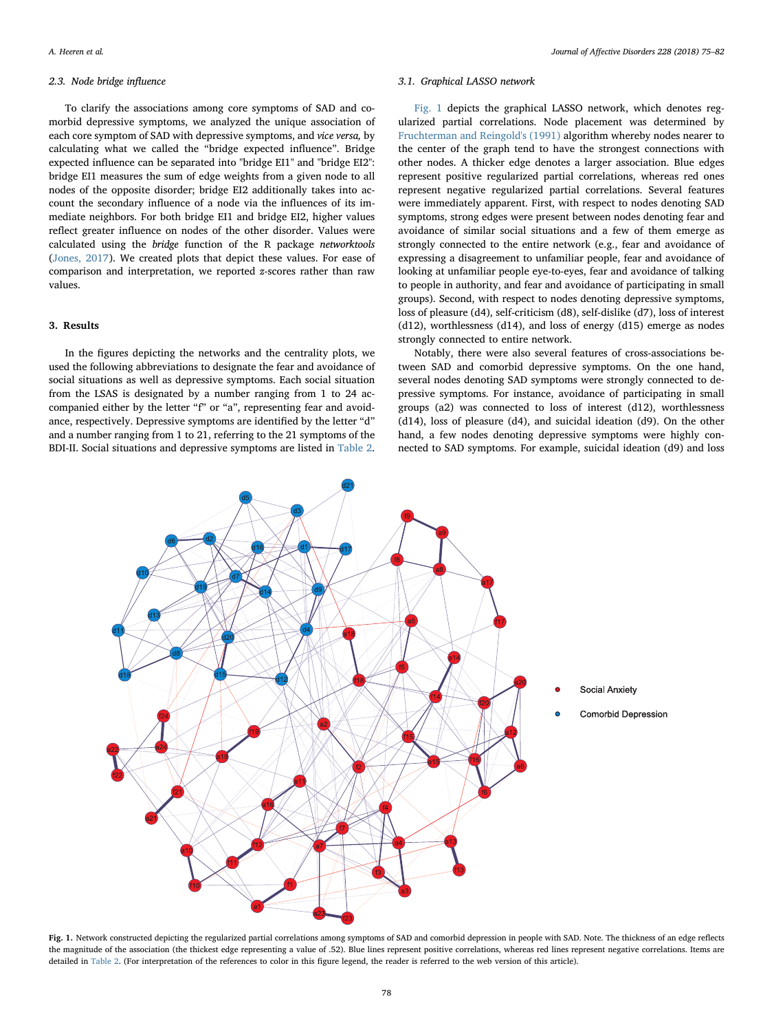### 2.3. Node bridge influence

To clarify the associations among core symptoms of SAD and comorbid depressive symptoms, we analyzed the unique association of each core symptom of SAD with depressive symptoms, and *vice versa,* by calculating what we called the "bridge expected influence". Bridge expected influence can be separated into "bridge EI1" and "bridge EI2": bridge EI1 measures the sum of edge weights from a given node to all nodes of the opposite disorder; bridge EI2 additionally takes into account the secondary influence of a node via the influences of its immediate neighbors. For both bridge EI1 and bridge EI2, higher values reflect greater influence on nodes of the other disorder. Values were calculated using the *bridge* function of the R package *networktools* (Jones, 2017). We created plots that depict these values. For ease of comparison and interpretation, we reported *z*-scores rather than raw values.

## 3. Results

In the figures depicting the networks and the centrality plots, we used the following abbreviations to designate the fear and avoidance of social situations as well as depressive symptoms. Each social situation from the LSAS is designated by a number ranging from 1 to 24 accompanied either by the letter "f" or "a", representing fear and avoidance, respectively. Depressive symptoms are identified by the letter "d" and a number ranging from 1 to 21, referring to the 21 symptoms of the BDI-II. Social situations and depressive symptoms are listed in Table 2.

### 3.1. Graphical LASSO network

Fig. 1 depicts the graphical LASSO network, which denotes regularized partial correlations. Node placement was determined by Fruchterman and Reingold's (1991) algorithm whereby nodes nearer to the center of the graph tend to have the strongest connections with other nodes. A thicker edge denotes a larger association. Blue edges represent positive regularized partial correlations, whereas red ones represent negative regularized partial correlations. Several features were immediately apparent. First, with respect to nodes denoting SAD symptoms, strong edges were present between nodes denoting fear and avoidance of similar social situations and a few of them emerge as strongly connected to the entire network (e.g., fear and avoidance of expressing a disagreement to unfamiliar people, fear and avoidance of looking at unfamiliar people eye-to-eyes, fear and avoidance of talking to people in authority, and fear and avoidance of participating in small groups). Second, with respect to nodes denoting depressive symptoms, loss of pleasure (d4), self-criticism (d8), self-dislike (d7), loss of interest (d12), worthlessness (d14), and loss of energy (d15) emerge as nodes strongly connected to entire network.

Notably, there were also several features of cross-associations between SAD and comorbid depressive symptoms. On the one hand, several nodes denoting SAD symptoms were strongly connected to depressive symptoms. For instance, avoidance of participating in small groups (a2) was connected to loss of interest (d12), worthlessness (d14), loss of pleasure (d4), and suicidal ideation (d9). On the other hand, a few nodes denoting depressive symptoms were highly connected to SAD symptoms. For example, suicidal ideation (d9) and loss

**Fig. 1.** Network constructed depicting the regularized partial correlations among symptoms of SAD and comorbid depression in people with SAD. Note. The thickness of an edge reflects the magnitude of the association (the thickest edge representing a value of .52). Blue lines represent positive correlations, whereas red lines represent negative correlations. Items are detailed in Table 2. (For interpretation of the references to color in this figure legend, the reader is referred to the web version of this article).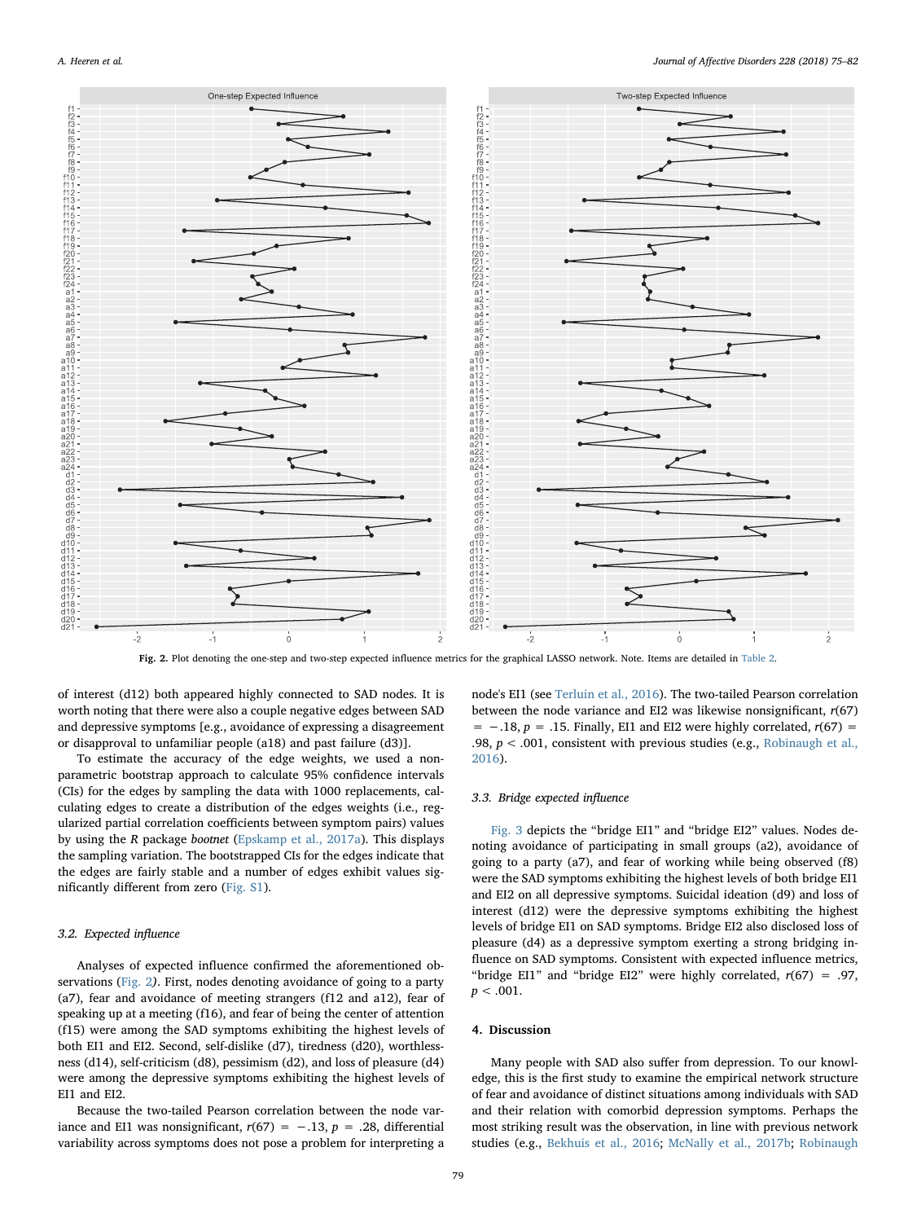Fig. 2. Plot denoting the one-step and two-step expected influence metrics for the graphical LASSO network. Note. Items are detailed in Table 2.

of interest (d12) both appeared highly connected to SAD nodes. It is worth noting that there were also a couple negative edges between SAD and depressive symptoms [e.g., avoidance of expressing a disagreement or disapproval to unfamiliar people (a18) and past failure (d3)].

To estimate the accuracy of the edge weights, we used a nonparametric bootstrap approach to calculate 95% confidence intervals (CIs) for the edges by sampling the data with 1000 replacements, calculating edges to create a distribution of the edges weights (i.e., regularized partial correlation coefficients between symptom pairs) values by using the *R* package *bootnet* (Epskamp et al., 2017a). This displays the sampling variation. The bootstrapped CIs for the edges indicate that the edges are fairly stable and a number of edges exhibit values significantly different from zero (Fig. S1).

### 3.2. Expected influence

Analyses of expected influence confirmed the aforementioned observations (Fig. 2). First, nodes denoting avoidance of going to a party (a7), fear and avoidance of meeting strangers (f12 and a12), fear of speaking up at a meeting (f16), and fear of being the center of attention (f15) were among the SAD symptoms exhibiting the highest levels of both EI1 and EI2. Second, self-dislike (d7), tiredness (d20), worthlessness (d14), self-criticism (d8), pessimism (d2), and loss of pleasure (d4) were among the depressive symptoms exhibiting the highest levels of EI1 and EI2.

Because the two-tailed Pearson correlation between the node variance and EI1 was nonsignificant, $r(67) = -.13$, $p = .28$, differential variability across symptoms does not pose a problem for interpreting a node's EI1 (see Terluin et al., 2016). The two-tailed Pearson correlation between the node variance and EI2 was likewise nonsignificant, $r(67) = -.18$, $p = .15$. Finally, EI1 and EI2 were highly correlated, $r(67) = .98$, $p < .001$, consistent with previous studies (e.g., Robinaugh et al., 2016).

### 3.3. Bridge expected influence

Fig. 3 depicts the "bridge EI1" and "bridge EI2" values. Nodes denoting avoidance of participating in small groups (a2), avoidance of going to a party (a7), and fear of working while being observed (f8) were the SAD symptoms exhibiting the highest levels of both bridge EI1 and EI2 on all depressive symptoms. Suicidal ideation (d9) and loss of interest (d12) were the depressive symptoms exhibiting the highest levels of bridge EI1 on SAD symptoms. Bridge EI2 also disclosed loss of pleasure (d4) as a depressive symptom exerting a strong bridging influence on SAD symptoms. Consistent with expected influence metrics, "bridge EI1" and "bridge EI2" were highly correlated, $r(67) = .97$, $p < .001$.

## 4. Discussion

Many people with SAD also suffer from depression. To our knowledge, this is the first study to examine the empirical network structure of fear and avoidance of distinct situations among individuals with SAD and their relation with comorbid depression symptoms. Perhaps the most striking result was the observation, in line with previous network studies (e.g., Bekhuis et al., 2016; McNally et al., 2017b; Robinaugh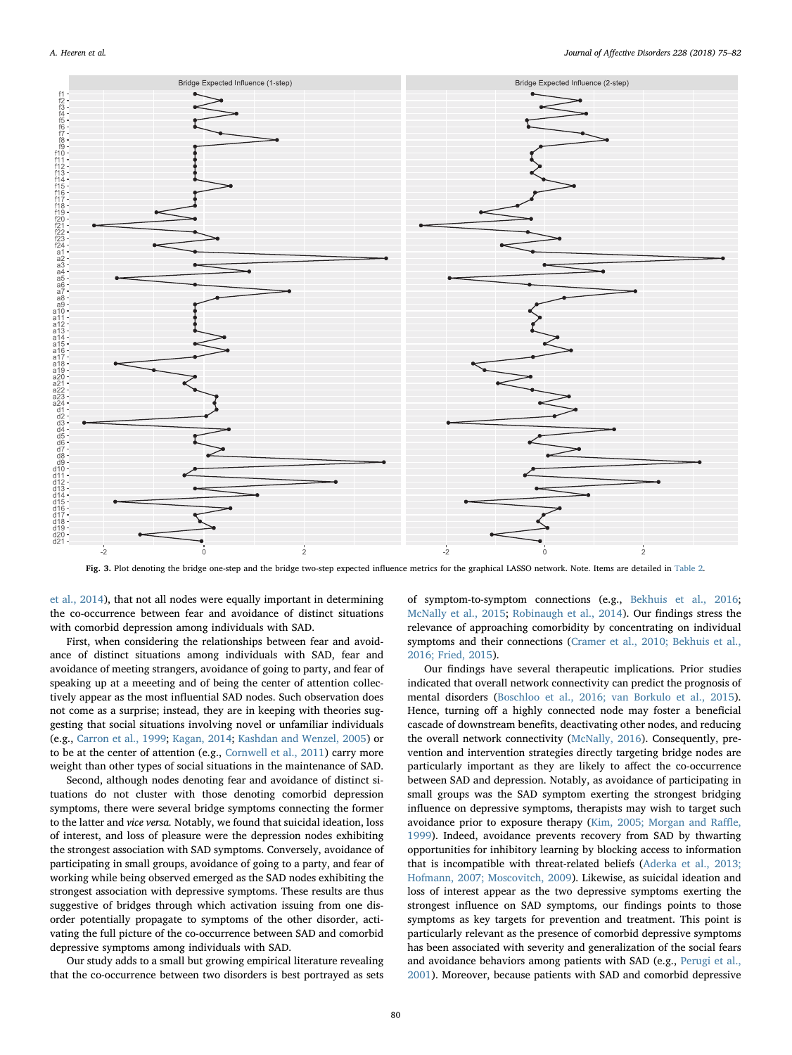Fig. 3. Plot denoting the bridge one-step and the bridge two-step expected influence metrics for the graphical LASSO network. Note. Items are detailed in Table 2.

et al., 2014), that not all nodes were equally important in determining the co-occurrence between fear and avoidance of distinct situations with comorbid depression among individuals with SAD.

First, when considering the relationships between fear and avoidance of distinct situations among individuals with SAD, fear and avoidance of meeting strangers, avoidance of going to party, and fear of speaking up at a meeeting and of being the center of attention collectively appear as the most influential SAD nodes. Such observation does not come as a surprise; instead, they are in keeping with theories suggesting that social situations involving novel or unfamiliar individuals (e.g., Carron et al., 1999; Kagan, 2014; Kashdan and Wenzel, 2005) or to be at the center of attention (e.g., Cornwell et al., 2011) carry more weight than other types of social situations in the maintenance of SAD.

Second, although nodes denoting fear and avoidance of distinct situations do not cluster with those denoting comorbid depression symptoms, there were several bridge symptoms connecting the former to the latter and *vice versa*. Notably, we found that suicidal ideation, loss of interest, and loss of pleasure were the depression nodes exhibiting the strongest association with SAD symptoms. Conversely, avoidance of participating in small groups, avoidance of going to a party, and fear of working while being observed emerged as the SAD nodes exhibiting the strongest association with depressive symptoms. These results are thus suggestive of bridges through which activation issuing from one disorder potentially propagate to symptoms of the other disorder, activating the full picture of the co-occurrence between SAD and comorbid depressive symptoms among individuals with SAD.

Our study adds to a small but growing empirical literature revealing that the co-occurrence between two disorders is best portrayed as sets of symptom-to-symptom connections (e.g., Bekhuis et al., 2016; McNally et al., 2015; Robinaugh et al., 2014). Our findings stress the relevance of approaching comorbidity by concentrating on individual symptoms and their connections (Cramer et al., 2010; Bekhuis et al., 2016; Fried, 2015).

Our findings have several therapeutic implications. Prior studies indicated that overall network connectivity can predict the prognosis of mental disorders (Boschloo et al., 2016; van Borkulo et al., 2015). Hence, turning off a highly connected node may foster a beneficial cascade of downstream benefits, deactivating other nodes, and reducing the overall network connectivity (McNally, 2016). Consequently, prevention and intervention strategies directly targeting bridge nodes are particularly important as they are likely to affect the co-occurrence between SAD and depression. Notably, as avoidance of participating in small groups was the SAD symptom exerting the strongest bridging influence on depressive symptoms, therapists may wish to target such avoidance prior to exposure therapy (Kim, 2005; Morgan and Raffle, 1999). Indeed, avoidance prevents recovery from SAD by thwarting opportunities for inhibitory learning by blocking access to information that is incompatible with threat-related beliefs (Aderka et al., 2013; Hofmann, 2007; Moscovitch, 2009). Likewise, as suicidal ideation and loss of interest appear as the two depressive symptoms exerting the strongest influence on SAD symptoms, our findings points to those symptoms as key targets for prevention and treatment. This point is particularly relevant as the presence of comorbid depressive symptoms has been associated with severity and generalization of the social fears and avoidance behaviors among patients with SAD (e.g., Perugi et al., 2001). Moreover, because patients with SAD and comorbid depressive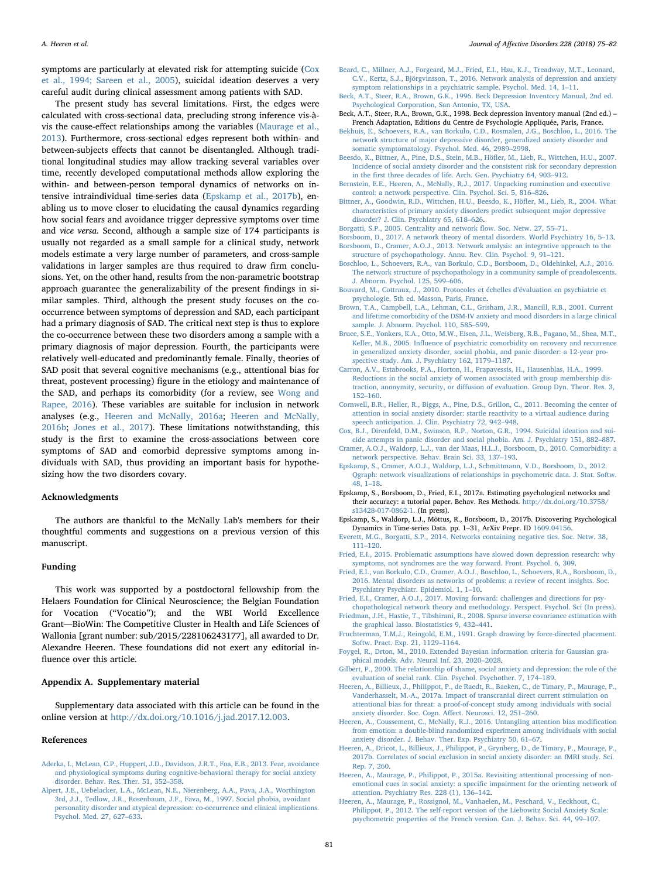symptoms are particularly at elevated risk for attempting suicide (Cox et al., 1994; Sareen et al., 2005), suicidal ideation deserves a very careful audit during clinical assessment among patients with SAD.

The present study has several limitations. First, the edges were calculated with cross-sectional data, precluding strong inference vis-à-vis the cause-effect relationships among the variables (Maurage et al., 2013). Furthermore, cross-sectional edges represent both within- and between-subjects effects that cannot be disentangled. Although traditional longitudinal studies may allow tracking several variables over time, recently developed computational methods allow exploring the within- and between-person temporal dynamics of networks on intensive intraindividual time-series data (Epskamp et al., 2017b), enabling us to move closer to elucidating the causal dynamics regarding how social fears and avoidance trigger depressive symptoms over time and *vice versa*. Second, although a sample size of 174 participants is usually not regarded as a small sample for a clinical study, network models estimate a very large number of parameters, and cross-sample validations in larger samples are thus required to draw firm conclusions. Yet, on the other hand, results from the non-parametric bootstrap approach guarantee the generalizability of the present findings in similar samples. Third, although the present study focuses on the co-occurrence between symptoms of depression and SAD, each participant had a primary diagnosis of SAD. The critical next step is thus to explore the co-occurrence between these two disorders among a sample with a primary diagnosis of major depression. Fourth, the participants were relatively well-educated and predominantly female. Finally, theories of SAD posit that several cognitive mechanisms (e.g., attentional bias for threat, postevent processing) figure in the etiology and maintenance of the SAD, and perhaps its comorbidity (for a review, see Wong and Rapee, 2016). These variables are suitable for inclusion in network analyses (e.g., Heeren and McNally, 2016a; Heeren and McNally, 2016b; Jones et al., 2017). These limitations notwithstanding, this study is the first to examine the cross-associations between core symptoms of SAD and comorbid depressive symptoms among individuals with SAD, thus providing an important basis for hypothesizing how the two disorders covary.

## Acknowledgments

The authors are thankful to the McNally Lab's members for their thoughtful comments and suggestions on a previous version of this manuscript.

## Funding

This work was supported by a postdoctoral fellowship from the Helaers Foundation for Clinical Neuroscience; the Belgian Foundation for Vocation ("Vocatio"); and the WBI World Excellence Grant—BioWin: The Competitive Cluster in Health and Life Sciences of Wallonia [grant number: sub/2015/228106243177], all awarded to Dr. Alexandre Heeren. These foundations did not exert any editorial influence over this article.

## Appendix A. Supplementary material

Supplementary data associated with this article can be found in the online version at http://dx.doi.org/10.1016/j.jad.2017.12.003.

## References

Aderka, I., McLean, C.P., Huppert, J.D., Davidson, J.R.T., Foa, E.B., 2013. Fear, avoidance and physiological symptoms during cognitive-behavioral therapy for social anxiety disorder. Behav. Res. Ther. 51, 352–358.

Alpert, J.E., Uebelacker, L.A., McLean, N.E., Nierenberg, A.A., Pava, J.A., Worthington 3rd, J.J., Tedlow, J.R., Rosenbaum, J.F., Fava, M., 1997. Social phobia, avoidant personality disorder and atypical depression: co-occurrence and clinical implications. Psychol. Med. 27, 627–633.

Beard, C., Millner, A.J., Forgeard, M.J., Fried, E.I., Hsu, K.J., Treadway, M.T., Leonard, C.V., Kertz, S.J., Björgvinsson, T., 2016. Network analysis of depression and anxiety symptom relationships in a psychiatric sample. Psychol. Med. 14, 1–11.

Beck, A.T., Steer, R.A., Brown, G.K., 1996. Beck Depression Inventory Manual, 2nd ed. Psychological Corporation, San Antonio, TX, USA.

Beck, A.T., Steer, R.A., Brown, G.K., 1998. Beck depression inventory manual (2nd ed.) – French Adaptation, Editions du Centre de Psychologie Appliquée, Paris, France.

Bekhuis, E., Schoevers, R.A., van Borkulo, C.D., Rosmalen, J.G., Boschloo, L., 2016. The network structure of major depressive disorder, generalized anxiety disorder and somatic symptomatology. Psychol. Med. 46, 2989–2998.

Beesdo, K., Bittner, A., Pine, D.S., Stein, M.B., Höfler, M., Lieb, R., Wittchen, H.U., 2007. Incidence of social anxiety disorder and the consistent risk for secondary depression in the first three decades of life. Arch. Gen. Psychiatry 64, 903–912.

Bernstein, E.E., Heeren, A., McNally, R.J., 2017. Unpacking rumination and executive control: a network perspective. Clin. Psychol. Sci. 5, 816–826.

Bittner, A., Goodwin, R.D., Wittchen, H.U., Beesdo, K., Höfler, M., Lieb, R., 2004. What characteristics of primary anxiety disorders predict subsequent major depressive disorder? J. Clin. Psychiatry 65, 618–626.

Borgatti, S.P., 2005. Centrality and network flow. Soc. Netw. 27, 55–71.

Borsboom, D., 2017. A network theory of mental disorders. World Psychiatry 16, 5–13.

Borsboom, D., Cramer, A.O.J., 2013. Network analysis: an integrative approach to the structure of psychopathology. Annu. Rev. Clin. Psychol. 9, 91–121.

Boschloo, L., Schoevers, R.A., van Borkulo, C.D., Borsboom, D., Oldehinkel, A.J., 2016. The network structure of psychopathology in a community sample of preadolescents. J. Abnorm. Psychol. 125, 599–606.

Bouvard, M., Cottraux, J., 2010. Protocoles et échelles d'évaluation en psychiatrie et psychologie, 5th ed. Masson, Paris, France.

Brown, T.A., Campbell, L.A., Lehman, C.L., Grisham, J.R., Mancill, R.B., 2001. Current and lifetime comorbidity of the DSM-IV anxiety and mood disorders in a large clinical sample. J. Abnorm. Psychol. 110, 585–599.

Bruce, S.E., Yonkers, K.A., Otto, M.W., Eisen, J.L., Weisberg, R.B., Pagano, M., Shea, M.T., Keller, M.B., 2005. Influence of psychiatric comorbidity on recovery and recurrence in generalized anxiety disorder, social phobia, and panic disorder: a 12-year prospective study. Am. J. Psychiatry 162, 1179–1187.

Carron, A.V., Estabrooks, P.A., Horton, H., Prapavessis, H., Hausenblas, H.A., 1999. Reductions in the social anxiety of women associated with group membership distraction, anonymity, security, or diffusion of evaluation. Group Dyn. Theor. Res. 3, 152–160.

Cornwell, B.R., Heller, R., Biggs, A., Pine, D.S., Grillon, C., 2011. Becoming the center of attention in social anxiety disorder: startle reactivity to a virtual audience during speech anticipation. J. Clin. Psychiatry 72, 942–948.

Cox, B.J., Direnfeld, D.M., Swinson, R.P., Norton, G.R., 1994. Suicidal ideation and suicide attempts in panic disorder and social phobia. Am. J. Psychiatry 151, 882–887.

Cramer, A.O.J., Waldorp, L.J., van der Maas, H.L.J., Borsboom, D., 2010. Comorbidity: a network perspective. Behav. Brain Sci. 33, 137–193.

Epskamp, S., Cramer, A.O.J., Waldorp, L.J., Schmittmann, V.D., Borsboom, D., 2012. Qgraph: network visualizations of relationships in psychometric data. J. Stat. Softw. 48, 1–18.

Epskamp, S., Borsboom, D., Fried, E.I., 2017a. Estimating psychological networks and their accuracy: a tutorial paper. Behav. Res Methods. http://dx.doi.org/10.3758/s13428-017-0862-1. (In press).

Epskamp, S., Waldorp, L.J., Mõttus, R., Borsboom, D., 2017b. Discovering Psychological Dynamics in Time-series Data. pp. 1–31, ArXiv Prepr. ID 1609.04156.

Everett, M.G., Borgatti, S.P., 2014. Networks containing negative ties. Soc. Netw. 38, 111–120.

Fried, E.I., 2015. Problematic assumptions have slowed down depression research: why symptoms, not syndromes are the way forward. Front. Psychol. 6, 309.

Fried, E.I., van Borkulo, C.D., Cramer, A.O.J., Boschloo, L., Schoevers, R.A., Borsboom, D., 2016. Mental disorders as networks of problems: a review of recent insights. Soc. Psychiatry Psychiatr. Epidemiol. 1, 1–10.

Fried, E.I., Cramer, A.O.J., 2017. Moving forward: challenges and directions for psychopathological network theory and methodology. Perspect. Psychol. Sci (In press).

Friedman, J.H., Hastie, T., Tibshirani, R., 2008. Sparse inverse covariance estimation with the graphical lasso. Biostatistics 9, 432–441.

Fruchterman, T.M.J., Reingold, E.M., 1991. Graph drawing by force-directed placement. Softw. Pract. Exp. 21, 1129–1164.

Foygel, R., Drton, M., 2010. Extended Bayesian information criteria for Gaussian graphical models. Adv. Neural Inf. 23, 2020–2028.

Gilbert, P., 2000. The relationship of shame, social anxiety and depression: the role of the evaluation of social rank. Clin. Psychol. Psychother. 7, 174–189.

Heeren, A., Billieux, J., Philippot, P., de Raedt, R., Baeken, C., de Timary, P., Maurage, P., Vanderhasselt, M.-A., 2017a. Impact of transcranial direct current stimulation on attentional bias for threat: a proof-of-concept study among individuals with social anxiety disorder. Soc. Cogn. Affect. Neurosci. 12, 251–260.

Heeren, A., Coussement, C., McNally, R.J., 2016. Untangling attention bias modification from emotion: a double-blind randomized experiment among individuals with social anxiety disorder. J. Behav. Ther. Exp. Psychiatry 50, 61–67.

Heeren, A., Dricot, L., Billieux, J., Philippot, P., Grynberg, D., de Timary, P., Maurage, P., 2017b. Correlates of social exclusion in social anxiety disorder: an fMRI study. Sci. Rep. 7, 260.

Heeren, A., Maurage, P., Philippot, P., 2015a. Revisiting attentional processing of non-emotional cues in social anxiety: a specific impairment for the orienting network of attention. Psychiatry Res. 228 (1), 136–142.

Heeren, A., Maurage, P., Rossignol, M., Vanhaelen, M., Peschard, V., Eeckhout, C., Philippot, P., 2012. The self-report version of the Liebowitz Social Anxiety Scale: psychometric properties of the French version. Can. J. Behav. Sci. 44, 99–107.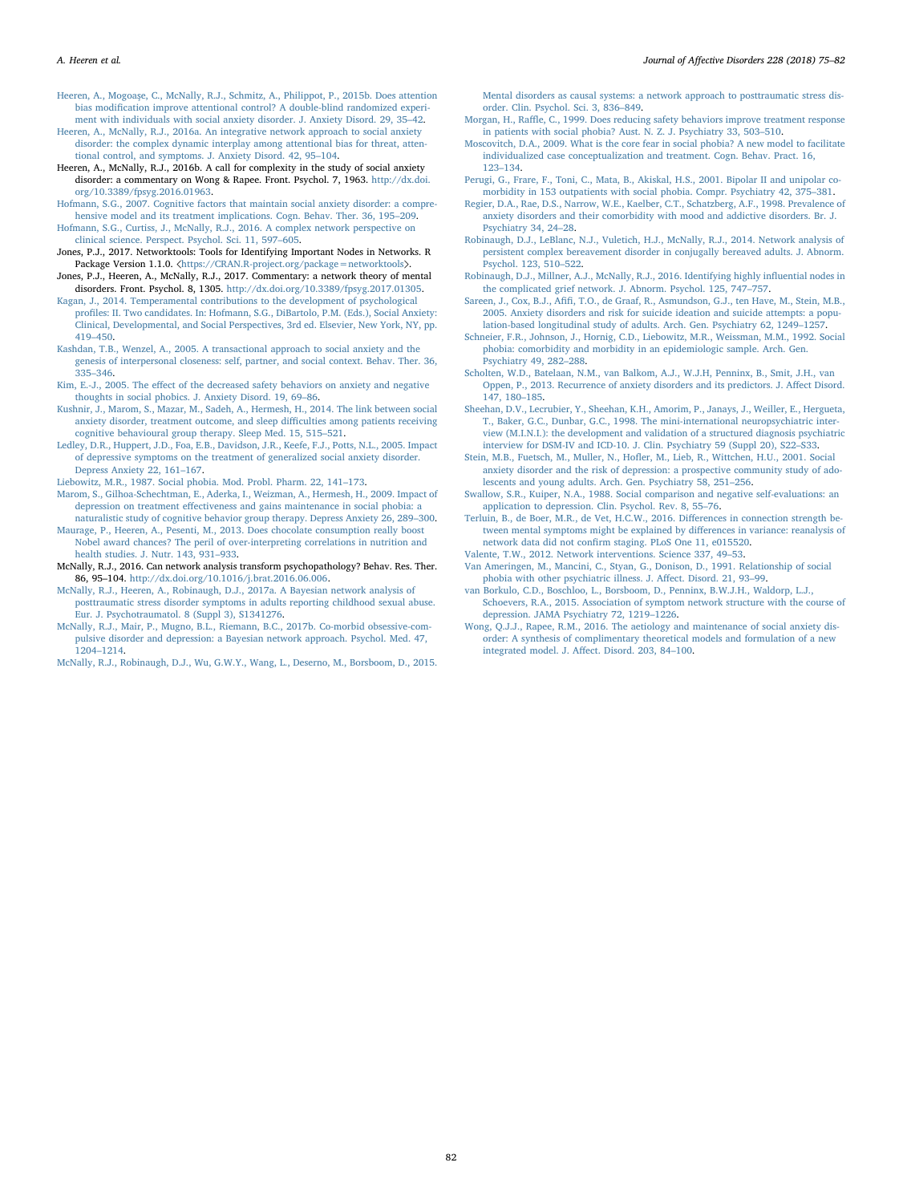Heeren, A., Mogoașe, C., McNally, R.J., Schmitz, A., Philippot, P., 2015b. Does attention bias modification improve attentional control? A double-blind randomized experiment with individuals with social anxiety disorder. J. Anxiety Disord. 29, 35–42.

Heeren, A., McNally, R.J., 2016a. An integrative network approach to social anxiety disorder: the complex dynamic interplay among attentional bias for threat, attentional control, and symptoms. J. Anxiety Disord. 42, 95–104.

Heeren, A., McNally, R.J., 2016b. A call for complexity in the study of social anxiety disorder: a commentary on Wong & Rapee. Front. Psychol. 7, 1963. http://dx.doi.org/10.3389/fpsyg.2016.01963.

Hofmann, S.G., 2007. Cognitive factors that maintain social anxiety disorder: a comprehensive model and its treatment implications. Cogn. Behav. Ther. 36, 195–209.

Hofmann, S.G., Curtiss, J., McNally, R.J., 2016. A complex network perspective on clinical science. Perspect. Psychol. Sci. 11, 597–605.

Jones, P.J., 2017. Networktools: Tools for Identifying Important Nodes in Networks. R Package Version 1.1.0. ⟨https://CRAN.R-project.org/package=networktools⟩.

Jones, P.J., Heeren, A., McNally, R.J., 2017. Commentary: a network theory of mental disorders. Front. Psychol. 8, 1305. http://dx.doi.org/10.3389/fpsyg.2017.01305.

Kagan, J., 2014. Temperamental contributions to the development of psychological profiles: II. Two candidates. In: Hofmann, S.G., DiBartolo, P.M. (Eds.), Social Anxiety: Clinical, Developmental, and Social Perspectives, 3rd ed. Elsevier, New York, NY, pp. 419–450.

Kashdan, T.B., Wenzel, A., 2005. A transactional approach to social anxiety and the genesis of interpersonal closeness: self, partner, and social context. Behav. Ther. 36, 335–346.

Kim, E.-J., 2005. The effect of the decreased safety behaviors on anxiety and negative thoughts in social phobics. J. Anxiety Disord. 19, 69–86.

Kushnir, J., Marom, S., Mazar, M., Sadeh, A., Hermesh, H., 2014. The link between social anxiety disorder, treatment outcome, and sleep difficulties among patients receiving cognitive behavioural group therapy. Sleep Med. 15, 515–521.

Ledley, D.R., Huppert, J.D., Foa, E.B., Davidson, J.R., Keefe, F.J., Potts, N.L., 2005. Impact of depressive symptoms on the treatment of generalized social anxiety disorder. Depress Anxiety 22, 161–167.

Liebowitz, M.R., 1987. Social phobia. Mod. Probl. Pharm. 22, 141–173.

Marom, S., Gilhoa-Schechtman, E., Aderka, I., Weizman, A., Hermesh, H., 2009. Impact of depression on treatment effectiveness and gains maintenance in social phobia: a naturalistic study of cognitive behavior group therapy. Depress Anxiety 26, 289–300.

Maurage, P., Heeren, A., Pesenti, M., 2013. Does chocolate consumption really boost Nobel award chances? The peril of over-interpreting correlations in nutrition and health studies. J. Nutr. 143, 931–933.

McNally, R.J., 2016. Can network analysis transform psychopathology? Behav. Res. Ther. 86, 95–104. http://dx.doi.org/10.1016/j.brat.2016.06.006.

McNally, R.J., Heeren, A., Robinaugh, D.J., 2017a. A Bayesian network analysis of posttraumatic stress disorder symptoms in adults reporting childhood sexual abuse. Eur. J. Psychotraumatol. 8 (Suppl 3), S1341276.

McNally, R.J., Mair, P., Mugno, B.L., Riemann, B.C., 2017b. Co-morbid obsessive-compulsive disorder and depression: a Bayesian network approach. Psychol. Med. 47, 1204–1214.

McNally, R.J., Robinaugh, D.J., Wu, G.W.Y., Wang, L., Deserno, M., Borsboom, D., 2015. Mental disorders as causal systems: a network approach to posttraumatic stress disorder. Clin. Psychol. Sci. 3, 836–849.

Morgan, H., Raffle, C., 1999. Does reducing safety behaviors improve treatment response in patients with social phobia? Aust. N. Z. J. Psychiatry 33, 503–510.

Moscovitch, D.A., 2009. What is the core fear in social phobia? A new model to facilitate individualized case conceptualization and treatment. Cogn. Behav. Pract. 16, 123–134.

Perugi, G., Frare, F., Toni, C., Mata, B., Akiskal, H.S., 2001. Bipolar II and unipolar comorbidity in 153 outpatients with social phobia. Compr. Psychiatry 42, 375–381.

Regier, D.A., Rae, D.S., Narrow, W.E., Kaelber, C.T., Schatzberg, A.F., 1998. Prevalence of anxiety disorders and their comorbidity with mood and addictive disorders. Br. J. Psychiatry 34, 24–28.

Robinaugh, D.J., LeBlanc, N.J., Vuletich, H.J., McNally, R.J., 2014. Network analysis of persistent complex bereavement disorder in conjugally bereaved adults. J. Abnorm. Psychol. 123, 510–522.

Robinaugh, D.J., Millner, A.J., McNally, R.J., 2016. Identifying highly influential nodes in the complicated grief network. J. Abnorm. Psychol. 125, 747–757.

Sareen, J., Cox, B.J., Afifi, T.O., de Graaf, R., Asmundson, G.J., ten Have, M., Stein, M.B., 2005. Anxiety disorders and risk for suicide ideation and suicide attempts: a population-based longitudinal study of adults. Arch. Gen. Psychiatry 62, 1249–1257.

Schneier, F.R., Johnson, J., Hornig, C.D., Liebowitz, M.R., Weissman, M.M., 1992. Social phobia: comorbidity and morbidity in an epidemiologic sample. Arch. Gen. Psychiatry 49, 282–288.

Scholten, W.D., Batelaan, N.M., van Balkom, A.J., W.J.H, Penninx, B., Smit, J.H., van Oppen, P., 2013. Recurrence of anxiety disorders and its predictors. J. Affect Disord. 147, 180–185.

Sheehan, D.V., Lecrubier, Y., Sheehan, K.H., Amorim, P., Janays, J., Weiller, E., Hergueta, T., Baker, G.C., Dunbar, G.C., 1998. The mini-international neuropsychiatric interview (M.I.N.I.): the development and validation of a structured diagnosis psychiatric interview for DSM-IV and ICD-10. J. Clin. Psychiatry 59 (Suppl 20), S22–S33.

Stein, M.B., Fuetsch, M., Muller, N., Hofler, M., Lieb, R., Wittchen, H.U., 2001. Social anxiety disorder and the risk of depression: a prospective community study of adolescents and young adults. Arch. Gen. Psychiatry 58, 251–256.

Swallow, S.R., Kuiper, N.A., 1988. Social comparison and negative self-evaluations: an application to depression. Clin. Psychol. Rev. 8, 55–76.

Terluin, B., de Boer, M.R., de Vet, H.C.W., 2016. Differences in connection strength between mental symptoms might be explained by differences in variance: reanalysis of network data did not confirm staging. PLoS One 11, e015520.

Valente, T.W., 2012. Network interventions. Science 337, 49–53.

Van Ameringen, M., Mancini, C., Styan, G., Donison, D., 1991. Relationship of social phobia with other psychiatric illness. J. Affect. Disord. 21, 93–99.

van Borkulo, C.D., Boschloo, L., Borsboom, D., Penninx, B.W.J.H., Waldorp, L.J., Schoevers, R.A., 2015. Association of symptom network structure with the course of depression. JAMA Psychiatry 72, 1219–1226.

Wong, Q.J.J., Rapee, R.M., 2016. The aetiology and maintenance of social anxiety disorder: A synthesis of complimentary theoretical models and formulation of a new integrated model. J. Affect. Disord. 203, 84–100.